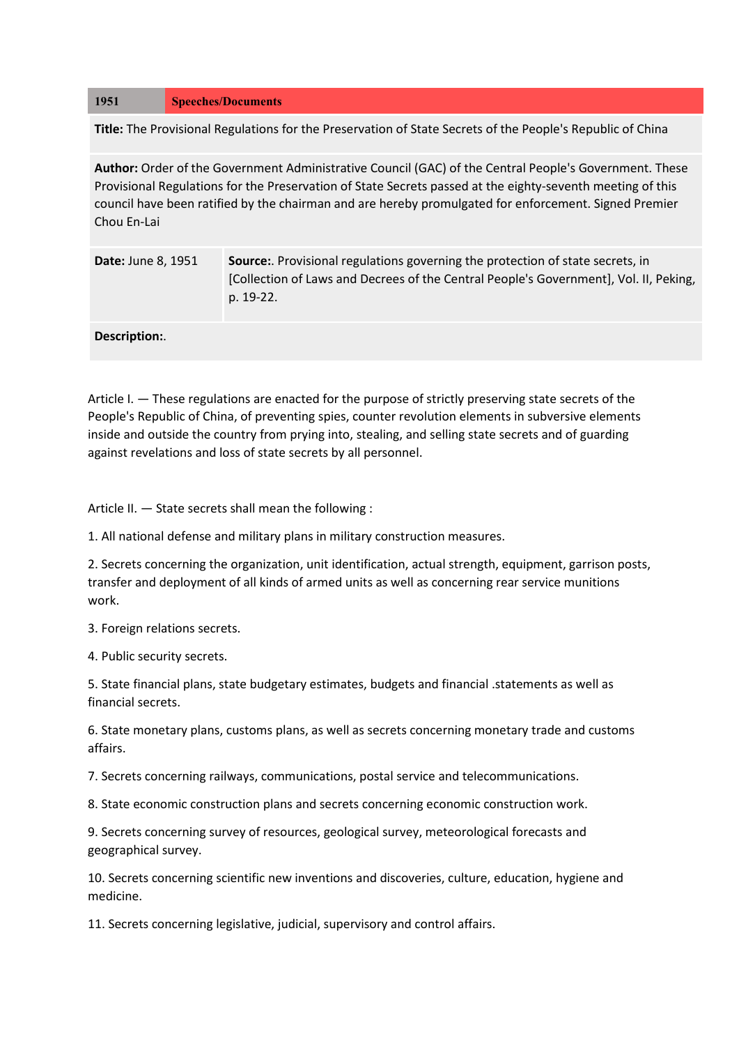| 1951 | Speeches/Documents |
| --- | --- |

**Title:** The Provisional Regulations for the Preservation of State Secrets of the People's Republic of China

**Author:** Order of the Government Administrative Council (GAC) of the Central People's Government. These Provisional Regulations for the Preservation of State Secrets passed at the eighty-seventh meeting of this council have been ratified by the chairman and are hereby promulgated for enforcement. Signed Premier Chou En-Lai

| **Date:** June 8, 1951 | **Source:**. Provisional regulations governing the protection of state secrets, in [Collection of Laws and Decrees of the Central People's Government], Vol. II, Peking, p. 19-22. |
| --- | --- |

**Description:**.

Article I. — These regulations are enacted for the purpose of strictly preserving state secrets of the People's Republic of China, of preventing spies, counter revolution elements in subversive elements inside and outside the country from prying into, stealing, and selling state secrets and of guarding against revelations and loss of state secrets by all personnel.

Article II. — State secrets shall mean the following :

1. All national defense and military plans in military construction measures.

2. Secrets concerning the organization, unit identification, actual strength, equipment, garrison posts, transfer and deployment of all kinds of armed units as well as concerning rear service munitions work.

3. Foreign relations secrets.

4. Public security secrets.

5. State financial plans, state budgetary estimates, budgets and financial .statements as well as financial secrets.

6. State monetary plans, customs plans, as well as secrets concerning monetary trade and customs affairs.

7. Secrets concerning railways, communications, postal service and telecommunications.

8. State economic construction plans and secrets concerning economic construction work.

9. Secrets concerning survey of resources, geological survey, meteorological forecasts and geographical survey.

10. Secrets concerning scientific new inventions and discoveries, culture, education, hygiene and medicine.

11. Secrets concerning legislative, judicial, supervisory and control affairs.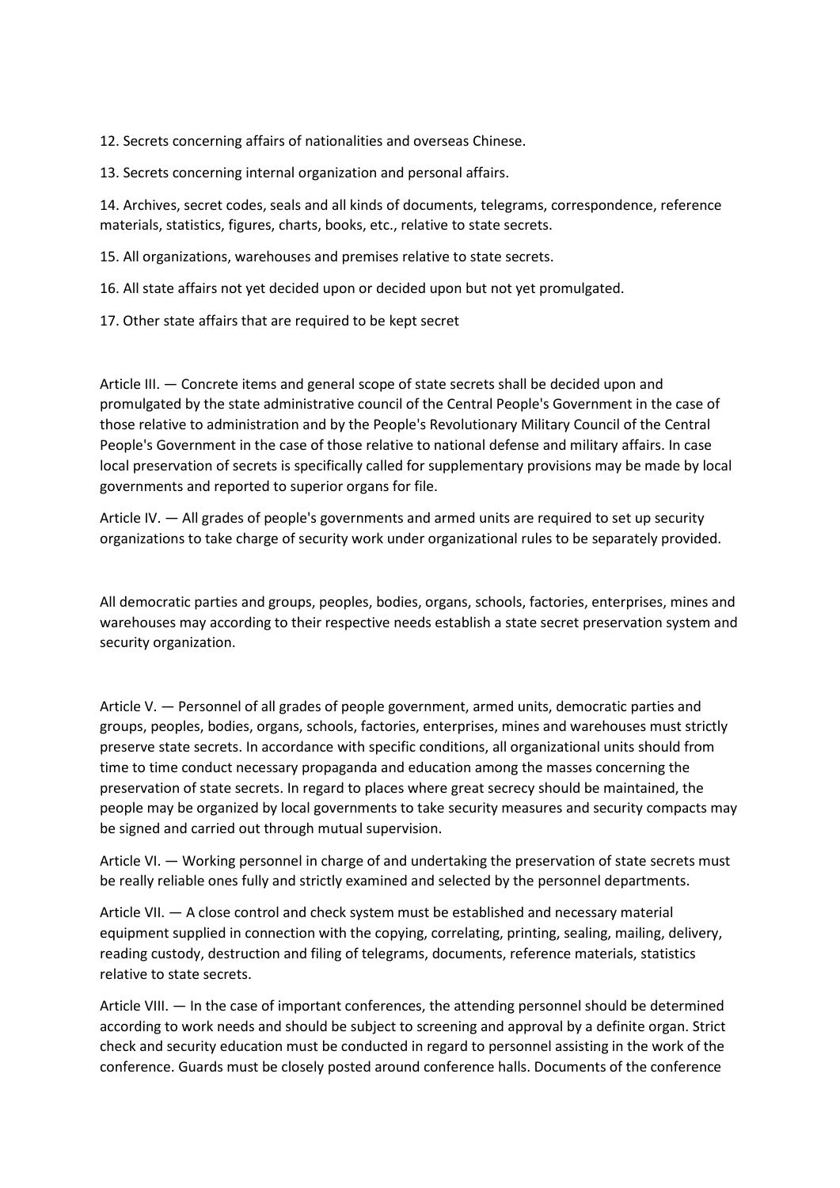12. Secrets concerning affairs of nationalities and overseas Chinese.

13. Secrets concerning internal organization and personal affairs.

14. Archives, secret codes, seals and all kinds of documents, telegrams, correspondence, reference materials, statistics, figures, charts, books, etc., relative to state secrets.

15. All organizations, warehouses and premises relative to state secrets.

16. All state affairs not yet decided upon or decided upon but not yet promulgated.

17. Other state affairs that are required to be kept secret

Article III. — Concrete items and general scope of state secrets shall be decided upon and promulgated by the state administrative council of the Central People's Government in the case of those relative to administration and by the People's Revolutionary Military Council of the Central People's Government in the case of those relative to national defense and military affairs. In case local preservation of secrets is specifically called for supplementary provisions may be made by local governments and reported to superior organs for file.

Article IV. — All grades of people's governments and armed units are required to set up security organizations to take charge of security work under organizational rules to be separately provided.

All democratic parties and groups, peoples, bodies, organs, schools, factories, enterprises, mines and warehouses may according to their respective needs establish a state secret preservation system and security organization.

Article V. — Personnel of all grades of people government, armed units, democratic parties and groups, peoples, bodies, organs, schools, factories, enterprises, mines and warehouses must strictly preserve state secrets. In accordance with specific conditions, all organizational units should from time to time conduct necessary propaganda and education among the masses concerning the preservation of state secrets. In regard to places where great secrecy should be maintained, the people may be organized by local governments to take security measures and security compacts may be signed and carried out through mutual supervision.

Article VI. — Working personnel in charge of and undertaking the preservation of state secrets must be really reliable ones fully and strictly examined and selected by the personnel departments.

Article VII. — A close control and check system must be established and necessary material equipment supplied in connection with the copying, correlating, printing, sealing, mailing, delivery, reading custody, destruction and filing of telegrams, documents, reference materials, statistics relative to state secrets.

Article VIII. — In the case of important conferences, the attending personnel should be determined according to work needs and should be subject to screening and approval by a definite organ. Strict check and security education must be conducted in regard to personnel assisting in the work of the conference. Guards must be closely posted around conference halls. Documents of the conference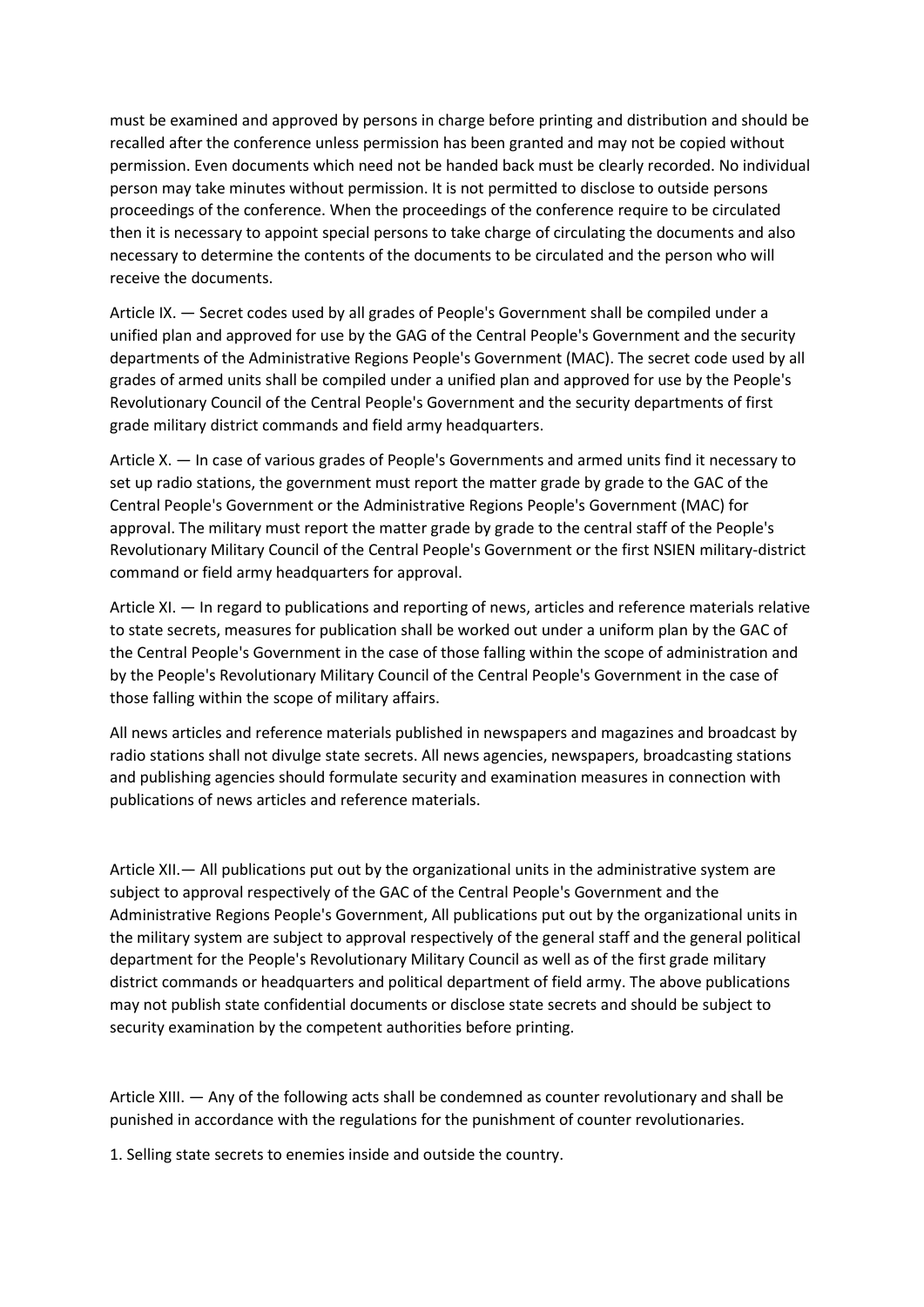must be examined and approved by persons in charge before printing and distribution and should be recalled after the conference unless permission has been granted and may not be copied without permission. Even documents which need not be handed back must be clearly recorded. No individual person may take minutes without permission. It is not permitted to disclose to outside persons proceedings of the conference. When the proceedings of the conference require to be circulated then it is necessary to appoint special persons to take charge of circulating the documents and also necessary to determine the contents of the documents to be circulated and the person who will receive the documents.

Article IX. — Secret codes used by all grades of People's Government shall be compiled under a unified plan and approved for use by the GAG of the Central People's Government and the security departments of the Administrative Regions People's Government (MAC). The secret code used by all grades of armed units shall be compiled under a unified plan and approved for use by the People's Revolutionary Council of the Central People's Government and the security departments of first grade military district commands and field army headquarters.

Article X. — In case of various grades of People's Governments and armed units find it necessary to set up radio stations, the government must report the matter grade by grade to the GAC of the Central People's Government or the Administrative Regions People's Government (MAC) for approval. The military must report the matter grade by grade to the central staff of the People's Revolutionary Military Council of the Central People's Government or the first NSIEN military-district command or field army headquarters for approval.

Article XI. — In regard to publications and reporting of news, articles and reference materials relative to state secrets, measures for publication shall be worked out under a uniform plan by the GAC of the Central People's Government in the case of those falling within the scope of administration and by the People's Revolutionary Military Council of the Central People's Government in the case of those falling within the scope of military affairs.

All news articles and reference materials published in newspapers and magazines and broadcast by radio stations shall not divulge state secrets. All news agencies, newspapers, broadcasting stations and publishing agencies should formulate security and examination measures in connection with publications of news articles and reference materials.

Article XII.— All publications put out by the organizational units in the administrative system are subject to approval respectively of the GAC of the Central People's Government and the Administrative Regions People's Government, All publications put out by the organizational units in the military system are subject to approval respectively of the general staff and the general political department for the People's Revolutionary Military Council as well as of the first grade military district commands or headquarters and political department of field army. The above publications may not publish state confidential documents or disclose state secrets and should be subject to security examination by the competent authorities before printing.

Article XIII. — Any of the following acts shall be condemned as counter revolutionary and shall be punished in accordance with the regulations for the punishment of counter revolutionaries.

1. Selling state secrets to enemies inside and outside the country.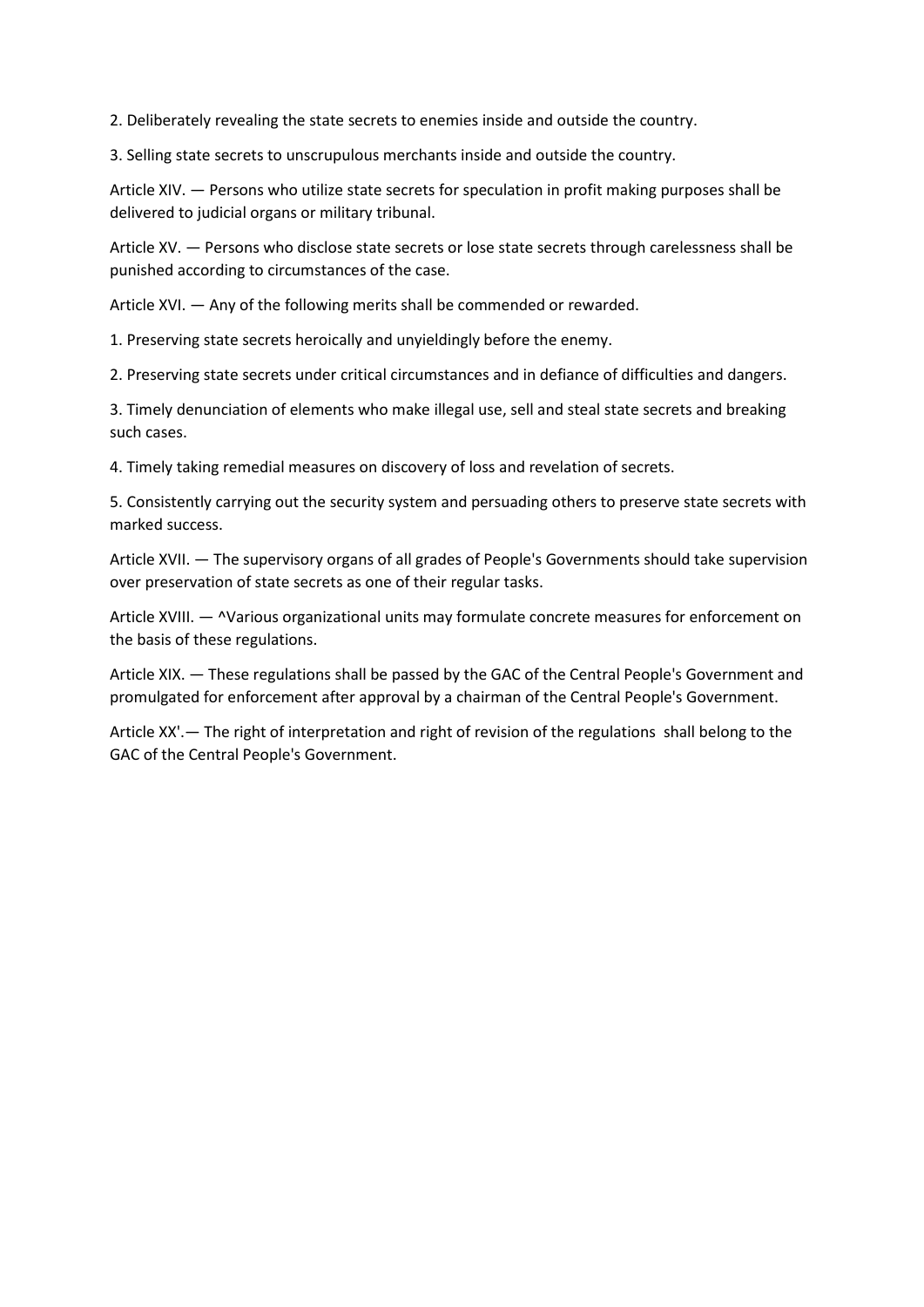2. Deliberately revealing the state secrets to enemies inside and outside the country.

3. Selling state secrets to unscrupulous merchants inside and outside the country.

Article XIV. — Persons who utilize state secrets for speculation in profit making purposes shall be delivered to judicial organs or military tribunal.

Article XV. — Persons who disclose state secrets or lose state secrets through carelessness shall be punished according to circumstances of the case.

Article XVI. — Any of the following merits shall be commended or rewarded.

1. Preserving state secrets heroically and unyieldingly before the enemy.

2. Preserving state secrets under critical circumstances and in defiance of difficulties and dangers.

3. Timely denunciation of elements who make illegal use, sell and steal state secrets and breaking such cases.

4. Timely taking remedial measures on discovery of loss and revelation of secrets.

5. Consistently carrying out the security system and persuading others to preserve state secrets with marked success.

Article XVII. — The supervisory organs of all grades of People's Governments should take supervision over preservation of state secrets as one of their regular tasks.

Article XVIII. — ^Various organizational units may formulate concrete measures for enforcement on the basis of these regulations.

Article XIX. — These regulations shall be passed by the GAC of the Central People's Government and promulgated for enforcement after approval by a chairman of the Central People's Government.

Article XX'.— The right of interpretation and right of revision of the regulations shall belong to the GAC of the Central People's Government.